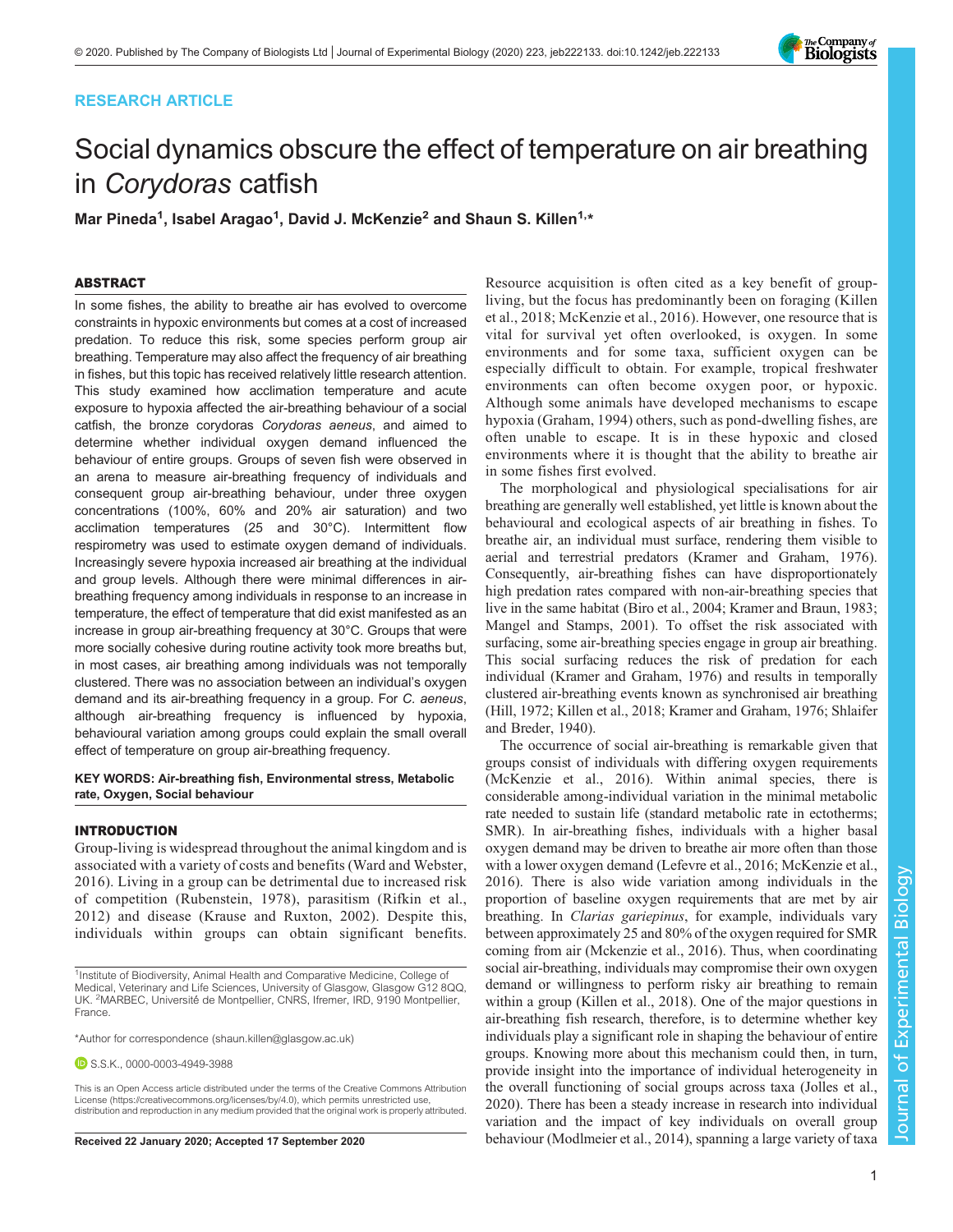RESEARCH ARTICLE

# Social dynamics obscure the effect of temperature on air breathing in *Corydoras* catfish

**Mar Pineda[1], Isabel Aragao[1], David J. McKenzie[2] and Shaun S. Killen[1,*]**

## ABSTRACT

In some fishes, the ability to breathe air has evolved to overcome constraints in hypoxic environments but comes at a cost of increased predation. To reduce this risk, some species perform group air breathing. Temperature may also affect the frequency of air breathing in fishes, but this topic has received relatively little research attention. This study examined how acclimation temperature and acute exposure to hypoxia affected the air-breathing behaviour of a social catfish, the bronze corydoras *Corydoras aeneus*, and aimed to determine whether individual oxygen demand influenced the behaviour of entire groups. Groups of seven fish were observed in an arena to measure air-breathing frequency of individuals and consequent group air-breathing behaviour, under three oxygen concentrations (100%, 60% and 20% air saturation) and two acclimation temperatures (25 and 30°C). Intermittent flow respirometry was used to estimate oxygen demand of individuals. Increasingly severe hypoxia increased air breathing at the individual and group levels. Although there were minimal differences in air-breathing frequency among individuals in response to an increase in temperature, the effect of temperature that did exist manifested as an increase in group air-breathing frequency at 30°C. Groups that were more socially cohesive during routine activity took more breaths but, in most cases, air breathing among individuals was not temporally clustered. There was no association between an individual's oxygen demand and its air-breathing frequency in a group. For *C. aeneus*, although air-breathing frequency is influenced by hypoxia, behavioural variation among groups could explain the small overall effect of temperature on group air-breathing frequency.

**KEY WORDS: Air-breathing fish, Environmental stress, Metabolic rate, Oxygen, Social behaviour**

## INTRODUCTION

Group-living is widespread throughout the animal kingdom and is associated with a variety of costs and benefits (Ward and Webster, 2016). Living in a group can be detrimental due to increased risk of competition (Rubenstein, 1978), parasitism (Rifkin et al., 2012) and disease (Krause and Ruxton, 2002). Despite this, individuals within groups can obtain significant benefits. Resource acquisition is often cited as a key benefit of group-living, but the focus has predominantly been on foraging (Killen et al., 2018; McKenzie et al., 2016). However, one resource that is vital for survival yet often overlooked, is oxygen. In some environments and for some taxa, sufficient oxygen can be especially difficult to obtain. For example, tropical freshwater environments can often become oxygen poor, or hypoxic. Although some animals have developed mechanisms to escape hypoxia (Graham, 1994) others, such as pond-dwelling fishes, are often unable to escape. It is in these hypoxic and closed environments where it is thought that the ability to breathe air in some fishes first evolved.

The morphological and physiological specialisations for air breathing are generally well established, yet little is known about the behavioural and ecological aspects of air breathing in fishes. To breathe air, an individual must surface, rendering them visible to aerial and terrestrial predators (Kramer and Graham, 1976). Consequently, air-breathing fishes can have disproportionately high predation rates compared with non-air-breathing species that live in the same habitat (Biro et al., 2004; Kramer and Braun, 1983; Mangel and Stamps, 2001). To offset the risk associated with surfacing, some air-breathing species engage in group air breathing. This social surfacing reduces the risk of predation for each individual (Kramer and Graham, 1976) and results in temporally clustered air-breathing events known as synchronised air breathing (Hill, 1972; Killen et al., 2018; Kramer and Graham, 1976; Shlaifer and Breder, 1940).

The occurrence of social air-breathing is remarkable given that groups consist of individuals with differing oxygen requirements (McKenzie et al., 2016). Within animal species, there is considerable among-individual variation in the minimal metabolic rate needed to sustain life (standard metabolic rate in ectotherms; SMR). In air-breathing fishes, individuals with a higher basal oxygen demand may be driven to breathe air more often than those with a lower oxygen demand (Lefevre et al., 2016; McKenzie et al., 2016). There is also wide variation among individuals in the proportion of baseline oxygen requirements that are met by air breathing. In *Clarias gariepinus*, for example, individuals vary between approximately 25 and 80% of the oxygen required for SMR coming from air (Mckenzie et al., 2016). Thus, when coordinating social air-breathing, individuals may compromise their own oxygen demand or willingness to perform risky air breathing to remain within a group (Killen et al., 2018). One of the major questions in air-breathing fish research, therefore, is to determine whether key individuals play a significant role in shaping the behaviour of entire groups. Knowing more about this mechanism could then, in turn, provide insight into the importance of individual heterogeneity in the overall functioning of social groups across taxa (Jolles et al., 2020). There has been a steady increase in research into individual variation and the impact of key individuals on overall group behaviour (Modlmeier et al., 2014), spanning a large variety of taxa

[1]Institute of Biodiversity, Animal Health and Comparative Medicine, College of Medical, Veterinary and Life Sciences, University of Glasgow, Glasgow G12 8QQ, UK. [2]MARBEC, Université de Montpellier, CNRS, Ifremer, IRD, 9190 Montpellier, France.

*Author for correspondence (shaun.killen@glasgow.ac.uk)

S.S.K., 0000-0003-4949-3988

This is an Open Access article distributed under the terms of the Creative Commons Attribution License (https://creativecommons.org/licenses/by/4.0), which permits unrestricted use, distribution and reproduction in any medium provided that the original work is properly attributed.

Received 22 January 2020; Accepted 17 September 2020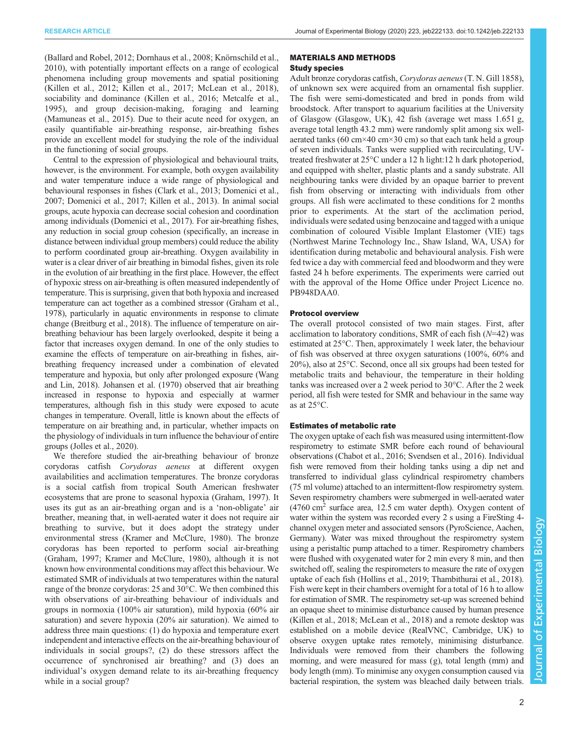(Ballard and Robel, 2012; Dornhaus et al., 2008; Knörnschild et al., 2010), with potentially important effects on a range of ecological phenomena including group movements and spatial positioning (Killen et al., 2012; Killen et al., 2017; McLean et al., 2018), sociability and dominance (Killen et al., 2016; Metcalfe et al., 1995), and group decision-making, foraging and learning (Mamuneas et al., 2015). Due to their acute need for oxygen, an easily quantifiable air-breathing response, air-breathing fishes provide an excellent model for studying the role of the individual in the functioning of social groups.

Central to the expression of physiological and behavioural traits, however, is the environment. For example, both oxygen availability and water temperature induce a wide range of physiological and behavioural responses in fishes (Clark et al., 2013; Domenici et al., 2007; Domenici et al., 2017; Killen et al., 2013). In animal social groups, acute hypoxia can decrease social cohesion and coordination among individuals (Domenici et al., 2017). For air-breathing fishes, any reduction in social group cohesion (specifically, an increase in distance between individual group members) could reduce the ability to perform coordinated group air-breathing. Oxygen availability in water is a clear driver of air breathing in bimodal fishes, given its role in the evolution of air breathing in the first place. However, the effect of hypoxic stress on air-breathing is often measured independently of temperature. This is surprising, given that both hypoxia and increased temperature can act together as a combined stressor (Graham et al., 1978), particularly in aquatic environments in response to climate change (Breitburg et al., 2018). The influence of temperature on air-breathing behaviour has been largely overlooked, despite it being a factor that increases oxygen demand. In one of the only studies to examine the effects of temperature on air-breathing in fishes, air-breathing frequency increased under a combination of elevated temperature and hypoxia, but only after prolonged exposure (Wang and Lin, 2018). Johansen et al. (1970) observed that air breathing increased in response to hypoxia and especially at warmer temperatures, although fish in this study were exposed to acute changes in temperature. Overall, little is known about the effects of temperature on air breathing and, in particular, whether impacts on the physiology of individuals in turn influence the behaviour of entire groups (Jolles et al., 2020).

We therefore studied the air-breathing behaviour of bronze corydoras catfish *Corydoras aeneus* at different oxygen availabilities and acclimation temperatures. The bronze corydoras is a social catfish from tropical South American freshwater ecosystems that are prone to seasonal hypoxia (Graham, 1997). It uses its gut as an air-breathing organ and is a 'non-obligate' air breather, meaning that, in well-aerated water it does not require air breathing to survive, but it does adopt the strategy under environmental stress (Kramer and McClure, 1980). The bronze corydoras has been reported to perform social air-breathing (Graham, 1997; Kramer and McClure, 1980), although it is not known how environmental conditions may affect this behaviour. We estimated SMR of individuals at two temperatures within the natural range of the bronze corydoras: 25 and 30°C. We then combined this with observations of air-breathing behaviour of individuals and groups in normoxia (100% air saturation), mild hypoxia (60% air saturation) and severe hypoxia (20% air saturation). We aimed to address three main questions: (1) do hypoxia and temperature exert independent and interactive effects on the air-breathing behaviour of individuals in social groups?, (2) do these stressors affect the occurrence of synchronised air breathing? and (3) does an individual's oxygen demand relate to its air-breathing frequency while in a social group?

## MATERIALS AND METHODS

### Study species

Adult bronze corydoras catfish, *Corydoras aeneus* (T. N. Gill 1858), of unknown sex were acquired from an ornamental fish supplier. The fish were semi-domesticated and bred in ponds from wild broodstock. After transport to aquarium facilities at the University of Glasgow (Glasgow, UK), 42 fish (average wet mass 1.651 g, average total length 43.2 mm) were randomly split among six well-aerated tanks (60 cm×40 cm×30 cm) so that each tank held a group of seven individuals. Tanks were supplied with recirculating, UV-treated freshwater at 25°C under a 12 h light:12 h dark photoperiod, and equipped with shelter, plastic plants and a sandy substrate. All neighbouring tanks were divided by an opaque barrier to prevent fish from observing or interacting with individuals from other groups. All fish were acclimated to these conditions for 2 months prior to experiments. At the start of the acclimation period, individuals were sedated using benzocaine and tagged with a unique combination of coloured Visible Implant Elastomer (VIE) tags (Northwest Marine Technology Inc., Shaw Island, WA, USA) for identification during metabolic and behavioural analysis. Fish were fed twice a day with commercial feed and bloodworm and they were fasted 24 h before experiments. The experiments were carried out with the approval of the Home Office under Project Licence no. PB948DAA0.

### Protocol overview

The overall protocol consisted of two main stages. First, after acclimation to laboratory conditions, SMR of each fish ($N$=42) was estimated at 25°C. Then, approximately 1 week later, the behaviour of fish was observed at three oxygen saturations (100%, 60% and 20%), also at 25°C. Second, once all six groups had been tested for metabolic traits and behaviour, the temperature in their holding tanks was increased over a 2 week period to 30°C. After the 2 week period, all fish were tested for SMR and behaviour in the same way as at 25°C.

### Estimates of metabolic rate

The oxygen uptake of each fish was measured using intermittent-flow respirometry to estimate SMR before each round of behavioural observations (Chabot et al., 2016; Svendsen et al., 2016). Individual fish were removed from their holding tanks using a dip net and transferred to individual glass cylindrical respirometry chambers (75 ml volume) attached to an intermittent-flow respirometry system. Seven respirometry chambers were submerged in well-aerated water (4760 cm$^2$ surface area, 12.5 cm water depth). Oxygen content of water within the system was recorded every 2 s using a FireSting 4-channel oxygen meter and associated sensors (PyroScience, Aachen, Germany). Water was mixed throughout the respirometry system using a peristaltic pump attached to a timer. Respirometry chambers were flushed with oxygenated water for 2 min every 8 min, and then switched off, sealing the respirometers to measure the rate of oxygen uptake of each fish (Hollins et al., 2019; Thambithurai et al., 2018). Fish were kept in their chambers overnight for a total of 16 h to allow for estimation of SMR. The respirometry set-up was screened behind an opaque sheet to minimise disturbance caused by human presence (Killen et al., 2018; McLean et al., 2018) and a remote desktop was established on a mobile device (RealVNC, Cambridge, UK) to observe oxygen uptake rates remotely, minimising disturbance. Individuals were removed from their chambers the following morning, and were measured for mass (g), total length (mm) and body length (mm). To minimise any oxygen consumption caused via bacterial respiration, the system was bleached daily between trials.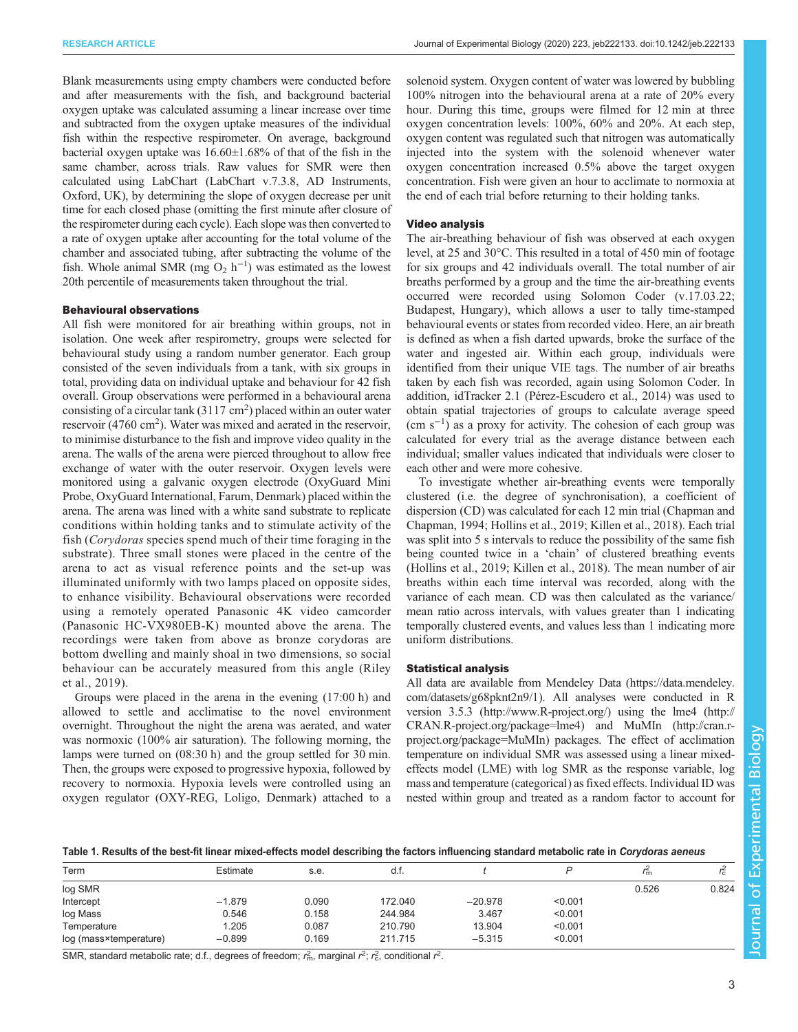Blank measurements using empty chambers were conducted before and after measurements with the fish, and background bacterial oxygen uptake was calculated assuming a linear increase over time and subtracted from the oxygen uptake measures of the individual fish within the respective respirometer. On average, background bacterial oxygen uptake was 16.60±1.68% of that of the fish in the same chamber, across trials. Raw values for SMR were then calculated using LabChart (LabChart v.7.3.8, AD Instruments, Oxford, UK), by determining the slope of oxygen decrease per unit time for each closed phase (omitting the first minute after closure of the respirometer during each cycle). Each slope was then converted to a rate of oxygen uptake after accounting for the total volume of the chamber and associated tubing, after subtracting the volume of the fish. Whole animal SMR (mg $O_2$ $h^{-1}$) was estimated as the lowest 20th percentile of measurements taken throughout the trial.

### Behavioural observations

All fish were monitored for air breathing within groups, not in isolation. One week after respirometry, groups were selected for behavioural study using a random number generator. Each group consisted of the seven individuals from a tank, with six groups in total, providing data on individual uptake and behaviour for 42 fish overall. Group observations were performed in a behavioural arena consisting of a circular tank (3117 $cm^2$) placed within an outer water reservoir (4760 $cm^2$). Water was mixed and aerated in the reservoir, to minimise disturbance to the fish and improve video quality in the arena. The walls of the arena were pierced throughout to allow free exchange of water with the outer reservoir. Oxygen levels were monitored using a galvanic oxygen electrode (OxyGuard Mini Probe, OxyGuard International, Farum, Denmark) placed within the arena. The arena was lined with a white sand substrate to replicate conditions within holding tanks and to stimulate activity of the fish (*Corydoras* species spend much of their time foraging in the substrate). Three small stones were placed in the centre of the arena to act as visual reference points and the set-up was illuminated uniformly with two lamps placed on opposite sides, to enhance visibility. Behavioural observations were recorded using a remotely operated Panasonic 4K video camcorder (Panasonic HC-VX980EB-K) mounted above the arena. The recordings were taken from above as bronze corydoras are bottom dwelling and mainly shoal in two dimensions, so social behaviour can be accurately measured from this angle (Riley et al., 2019).

Groups were placed in the arena in the evening (17:00 h) and allowed to settle and acclimatise to the novel environment overnight. Throughout the night the arena was aerated, and water was normoxic (100% air saturation). The following morning, the lamps were turned on (08:30 h) and the group settled for 30 min. Then, the groups were exposed to progressive hypoxia, followed by recovery to normoxia. Hypoxia levels were controlled using an oxygen regulator (OXY-REG, Loligo, Denmark) attached to a solenoid system. Oxygen content of water was lowered by bubbling 100% nitrogen into the behavioural arena at a rate of 20% every hour. During this time, groups were filmed for 12 min at three oxygen concentration levels: 100%, 60% and 20%. At each step, oxygen content was regulated such that nitrogen was automatically injected into the system with the solenoid whenever water oxygen concentration increased 0.5% above the target oxygen concentration. Fish were given an hour to acclimate to normoxia at the end of each trial before returning to their holding tanks.

### Video analysis

The air-breathing behaviour of fish was observed at each oxygen level, at 25 and 30°C. This resulted in a total of 450 min of footage for six groups and 42 individuals overall. The total number of air breaths performed by a group and the time the air-breathing events occurred were recorded using Solomon Coder (v.17.03.22; Budapest, Hungary), which allows a user to tally time-stamped behavioural events or states from recorded video. Here, an air breath is defined as when a fish darted upwards, broke the surface of the water and ingested air. Within each group, individuals were identified from their unique VIE tags. The number of air breaths taken by each fish was recorded, again using Solomon Coder. In addition, idTracker 2.1 (Pérez-Escudero et al., 2014) was used to obtain spatial trajectories of groups to calculate average speed (cm $s^{-1}$) as a proxy for activity. The cohesion of each group was calculated for every trial as the average distance between each individual; smaller values indicated that individuals were closer to each other and were more cohesive.

To investigate whether air-breathing events were temporally clustered (i.e. the degree of synchronisation), a coefficient of dispersion (CD) was calculated for each 12 min trial (Chapman and Chapman, 1994; Hollins et al., 2019; Killen et al., 2018). Each trial was split into 5 s intervals to reduce the possibility of the same fish being counted twice in a 'chain' of clustered breathing events (Hollins et al., 2019; Killen et al., 2018). The mean number of air breaths within each time interval was recorded, along with the variance of each mean. CD was then calculated as the variance/mean ratio across intervals, with values greater than 1 indicating temporally clustered events, and values less than 1 indicating more uniform distributions.

### Statistical analysis

All data are available from Mendeley Data (https://data.mendeley.com/datasets/g68pknt2n9/1). All analyses were conducted in R version 3.5.3 (http://www.R-project.org/) using the lme4 (http://CRAN.R-project.org/package=lme4) and MuMIn (http://cran.r-project.org/package=MuMIn) packages. The effect of acclimation temperature on individual SMR was assessed using a linear mixed-effects model (LME) with log SMR as the response variable, log mass and temperature (categorical) as fixed effects. Individual ID was nested within group and treated as a random factor to account for

**Table 1. Results of the best-fit linear mixed-effects model describing the factors influencing standard metabolic rate in *Corydoras aeneus***

| Term | Estimate | s.e. | d.f. | $t$ | $P$ | $r^2_m$ | $r^2_c$ |
|---|---|---|---|---|---|---|---|
| log SMR | | | | | | 0.526 | 0.824 |
| Intercept | −1.879 | 0.090 | 172.040 | −20.978 | <0.001 | | |
| log Mass | 0.546 | 0.158 | 244.984 | 3.467 | <0.001 | | |
| Temperature | 1.205 | 0.087 | 210.790 | 13.904 | <0.001 | | |
| log (mass×temperature) | −0.899 | 0.169 | 211.715 | −5.315 | <0.001 | | |

SMR, standard metabolic rate; d.f., degrees of freedom; $r^2_m$, marginal $r^2$; $r^2_c$, conditional $r^2$.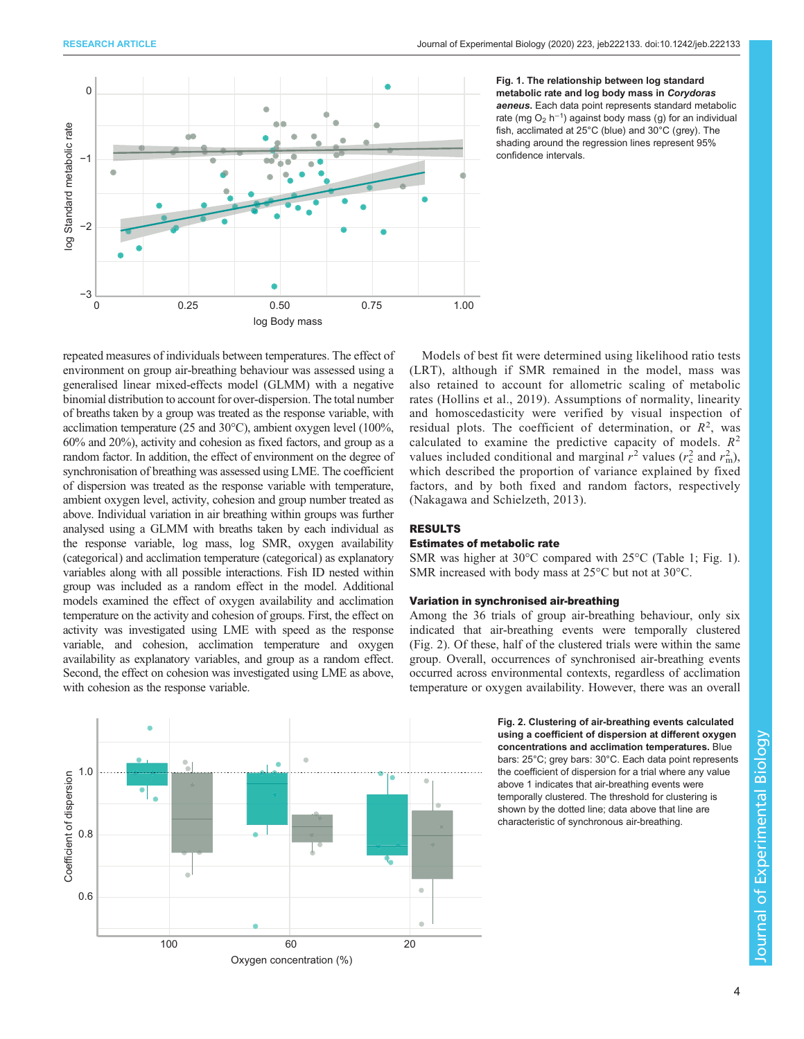**Fig. 1. The relationship between log standard metabolic rate and log body mass in *Corydoras aeneus*.** Each data point represents standard metabolic rate (mg $O_2$ $h^{-1}$) against body mass (g) for an individual fish, acclimated at 25°C (blue) and 30°C (grey). The shading around the regression lines represent 95% confidence intervals.

repeated measures of individuals between temperatures. The effect of environment on group air-breathing behaviour was assessed using a generalised linear mixed-effects model (GLMM) with a negative binomial distribution to account for over-dispersion. The total number of breaths taken by a group was treated as the response variable, with acclimation temperature (25 and 30°C), ambient oxygen level (100%, 60% and 20%), activity and cohesion as fixed factors, and group as a random factor. In addition, the effect of environment on the degree of synchronisation of breathing was assessed using LME. The coefficient of dispersion was treated as the response variable with temperature, ambient oxygen level, activity, cohesion and group number treated as above. Individual variation in air breathing within groups was further analysed using a GLMM with breaths taken by each individual as the response variable, log mass, log SMR, oxygen availability (categorical) and acclimation temperature (categorical) as explanatory variables along with all possible interactions. Fish ID nested within group was included as a random effect in the model. Additional models examined the effect of oxygen availability and acclimation temperature on the activity and cohesion of groups. First, the effect on activity was investigated using LME with speed as the response variable, and cohesion, acclimation temperature and oxygen availability as explanatory variables, and group as a random effect. Second, the effect on cohesion was investigated using LME as above, with cohesion as the response variable.

Models of best fit were determined using likelihood ratio tests (LRT), although if SMR remained in the model, mass was also retained to account for allometric scaling of metabolic rates (Hollins et al., 2019). Assumptions of normality, linearity and homoscedasticity were verified by visual inspection of residual plots. The coefficient of determination, or $R^2$, was calculated to examine the predictive capacity of models. $R^2$ values included conditional and marginal $r^2$ values ($r_c^2$ and $r_m^2$), which described the proportion of variance explained by fixed factors, and by both fixed and random factors, respectively (Nakagawa and Schielzeth, 2013).

## RESULTS

### Estimates of metabolic rate

SMR was higher at 30°C compared with 25°C (Table 1; Fig. 1). SMR increased with body mass at 25°C but not at 30°C.

### Variation in synchronised air-breathing

Among the 36 trials of group air-breathing behaviour, only six indicated that air-breathing events were temporally clustered (Fig. 2). Of these, half of the clustered trials were within the same group. Overall, occurrences of synchronised air-breathing events occurred across environmental contexts, regardless of acclimation temperature or oxygen availability. However, there was an overall

**Fig. 2. Clustering of air-breathing events calculated using a coefficient of dispersion at different oxygen concentrations and acclimation temperatures.** Blue bars: 25°C; grey bars: 30°C. Each data point represents the coefficient of dispersion for a trial where any value above 1 indicates that air-breathing events were temporally clustered. The threshold for clustering is shown by the dotted line; data above that line are characteristic of synchronous air-breathing.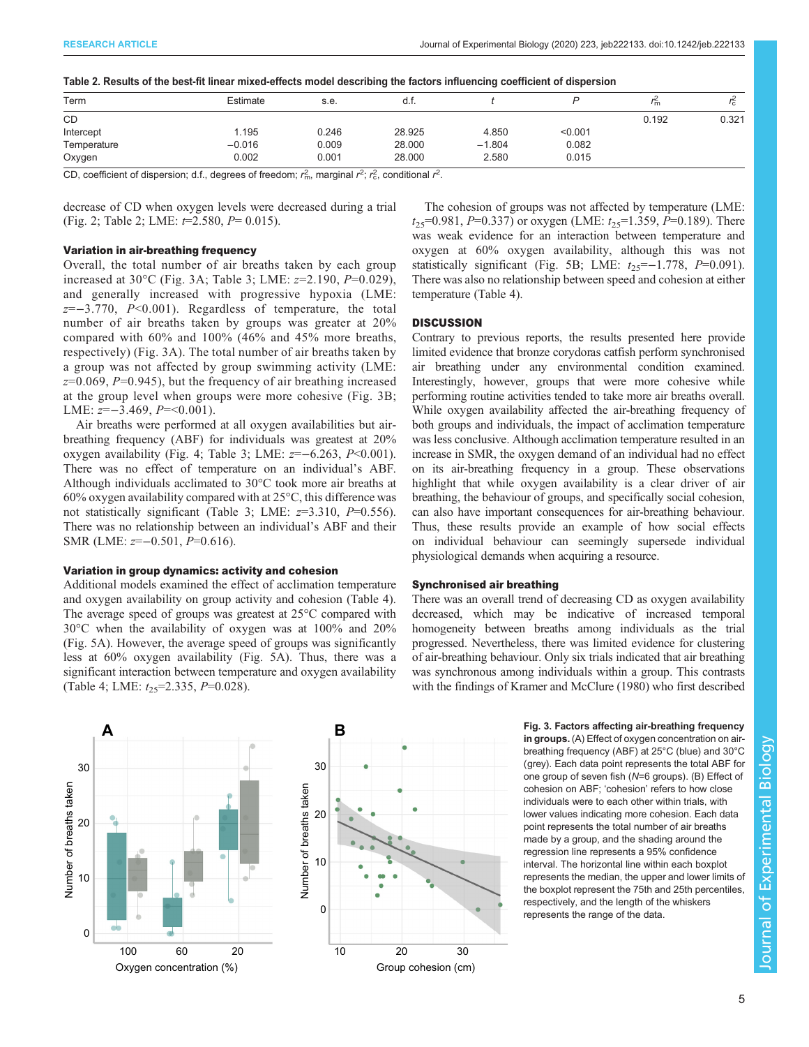**Table 2. Results of the best-fit linear mixed-effects model describing the factors influencing coefficient of dispersion**

| Term | Estimate | s.e. | d.f. | $t$ | $P$ | $r^2_m$ | $r^2_c$ |
|---|---|---|---|---|---|---|---|
| CD | | | | | | 0.192 | 0.321 |
| Intercept | 1.195 | 0.246 | 28.925 | 4.850 | <0.001 | | |
| Temperature | −0.016 | 0.009 | 28.000 | −1.804 | 0.082 | | |
| Oxygen | 0.002 | 0.001 | 28.000 | 2.580 | 0.015 | | |

CD, coefficient of dispersion; d.f., degrees of freedom; $r^2_m$, marginal $r^2$; $r^2_c$, conditional $r^2$.

decrease of CD when oxygen levels were decreased during a trial (Fig. 2; Table 2; LME: $t$=2.580, $P$= 0.015).

### Variation in air-breathing frequency

Overall, the total number of air breaths taken by each group increased at 30°C (Fig. 3A; Table 3; LME: $z$=2.190, $P$=0.029), and generally increased with progressive hypoxia (LME: $z$=−3.770, $P$<0.001). Regardless of temperature, the total number of air breaths taken by groups was greater at 20% compared with 60% and 100% (46% and 45% more breaths, respectively) (Fig. 3A). The total number of air breaths taken by a group was not affected by group swimming activity (LME: $z$=0.069, $P$=0.945), but the frequency of air breathing increased at the group level when groups were more cohesive (Fig. 3B; LME: $z$=−3.469, $P$=<0.001).

Air breaths were performed at all oxygen availabilities but air-breathing frequency (ABF) for individuals was greatest at 20% oxygen availability (Fig. 4; Table 3; LME: $z$=−6.263, $P$<0.001). There was no effect of temperature on an individual's ABF. Although individuals acclimated to 30°C took more air breaths at 60% oxygen availability compared with at 25°C, this difference was not statistically significant (Table 3; LME: $z$=3.310, $P$=0.556). There was no relationship between an individual's ABF and their SMR (LME: $z$=−0.501, $P$=0.616).

### Variation in group dynamics: activity and cohesion

Additional models examined the effect of acclimation temperature and oxygen availability on group activity and cohesion (Table 4). The average speed of groups was greatest at 25°C compared with 30°C when the availability of oxygen was at 100% and 20% (Fig. 5A). However, the average speed of groups was significantly less at 60% oxygen availability (Fig. 5A). Thus, there was a significant interaction between temperature and oxygen availability (Table 4; LME: $t_{25}$=2.335, $P$=0.028).

The cohesion of groups was not affected by temperature (LME: $t_{25}$=0.981, $P$=0.337) or oxygen (LME: $t_{25}$=1.359, $P$=0.189). There was weak evidence for an interaction between temperature and oxygen at 60% oxygen availability, although this was not statistically significant (Fig. 5B; LME: $t_{25}$=−1.778, $P$=0.091). There was also no relationship between speed and cohesion at either temperature (Table 4).

## DISCUSSION

Contrary to previous reports, the results presented here provide limited evidence that bronze corydoras catfish perform synchronised air breathing under any environmental condition examined. Interestingly, however, groups that were more cohesive while performing routine activities tended to take more air breaths overall. While oxygen availability affected the air-breathing frequency of both groups and individuals, the impact of acclimation temperature was less conclusive. Although acclimation temperature resulted in an increase in SMR, the oxygen demand of an individual had no effect on its air-breathing frequency in a group. These observations highlight that while oxygen availability is a clear driver of air breathing, the behaviour of groups, and specifically social cohesion, can also have important consequences for air-breathing behaviour. Thus, these results provide an example of how social effects on individual behaviour can seemingly supersede individual physiological demands when acquiring a resource.

### Synchronised air breathing

There was an overall trend of decreasing CD as oxygen availability decreased, which may be indicative of increased temporal homogeneity between breaths among individuals as the trial progressed. Nevertheless, there was limited evidence for clustering of air-breathing behaviour. Only six trials indicated that air breathing was synchronous among individuals within a group. This contrasts with the findings of Kramer and McClure (1980) who first described

**Fig. 3. Factors affecting air-breathing frequency in groups.** (A) Effect of oxygen concentration on air-breathing frequency (ABF) at 25°C (blue) and 30°C (grey). Each data point represents the total ABF for one group of seven fish ($N$=6 groups). (B) Effect of cohesion on ABF; 'cohesion' refers to how close individuals were to each other within trials, with lower values indicating more cohesion. Each data point represents the total number of air breaths made by a group, and the shading around the regression line represents a 95% confidence interval. The horizontal line within each boxplot represents the median, the upper and lower limits of the boxplot represent the 75th and 25th percentiles, respectively, and the length of the whiskers represents the range of the data.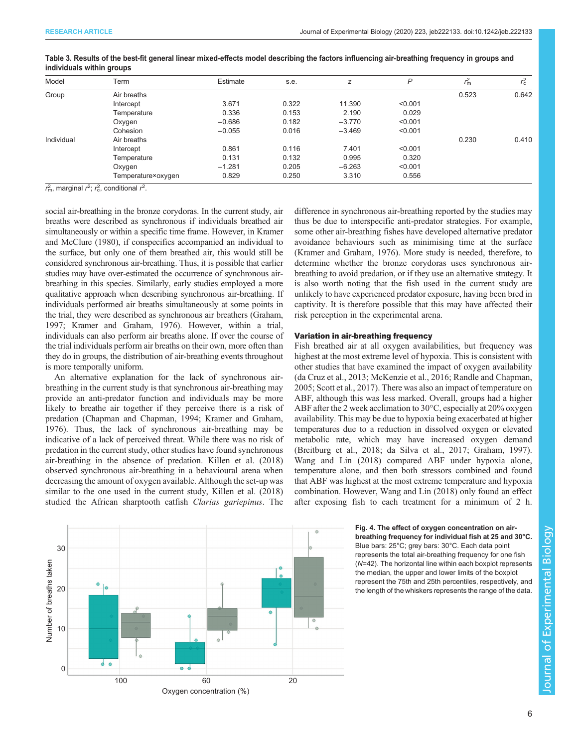**Table 3. Results of the best-fit general linear mixed-effects model describing the factors influencing air-breathing frequency in groups and individuals within groups**

| Model | Term | Estimate | s.e. | *z* | *P* | $r^2_m$ | $r^2_c$ |
|---|---|---|---|---|---|---|---|
| Group | Air breaths | | | | | 0.523 | 0.642 |
| | Intercept | 3.671 | 0.322 | 11.390 | <0.001 | | |
| | Temperature | 0.336 | 0.153 | 2.190 | 0.029 | | |
| | Oxygen | −0.686 | 0.182 | −3.770 | <0.001 | | |
| | Cohesion | −0.055 | 0.016 | −3.469 | <0.001 | | |
| Individual | Air breaths | | | | | 0.230 | 0.410 |
| | Intercept | 0.861 | 0.116 | 7.401 | <0.001 | | |
| | Temperature | 0.131 | 0.132 | 0.995 | 0.320 | | |
| | Oxygen | −1.281 | 0.205 | −6.263 | <0.001 | | |
| | Temperature×oxygen | 0.829 | 0.250 | 3.310 | 0.556 | | |

$r^2_m$, marginal $r^2$; $r^2_c$, conditional $r^2$.

social air-breathing in the bronze corydoras. In the current study, air breaths were described as synchronous if individuals breathed air simultaneously or within a specific time frame. However, in Kramer and McClure (1980), if conspecifics accompanied an individual to the surface, but only one of them breathed air, this would still be considered synchronous air-breathing. Thus, it is possible that earlier studies may have over-estimated the occurrence of synchronous air-breathing in this species. Similarly, early studies employed a more qualitative approach when describing synchronous air-breathing. If individuals performed air breaths simultaneously at some points in the trial, they were described as synchronous air breathers (Graham, 1997; Kramer and Graham, 1976). However, within a trial, individuals can also perform air breaths alone. If over the course of the trial individuals perform air breaths on their own, more often than they do in groups, the distribution of air-breathing events throughout is more temporally uniform.

An alternative explanation for the lack of synchronous air-breathing in the current study is that synchronous air-breathing may provide an anti-predator function and individuals may be more likely to breathe air together if they perceive there is a risk of predation (Chapman and Chapman, 1994; Kramer and Graham, 1976). Thus, the lack of synchronous air-breathing may be indicative of a lack of perceived threat. While there was no risk of predation in the current study, other studies have found synchronous air-breathing in the absence of predation. Killen et al. (2018) observed synchronous air-breathing in a behavioural arena when decreasing the amount of oxygen available. Although the set-up was similar to the one used in the current study, Killen et al. (2018) studied the African sharptooth catfish *Clarias gariepinus*. The difference in synchronous air-breathing reported by the studies may thus be due to interspecific anti-predator strategies. For example, some other air-breathing fishes have developed alternative predator avoidance behaviours such as minimising time at the surface (Kramer and Graham, 1976). More study is needed, therefore, to determine whether the bronze corydoras uses synchronous air-breathing to avoid predation, or if they use an alternative strategy. It is also worth noting that the fish used in the current study are unlikely to have experienced predator exposure, having been bred in captivity. It is therefore possible that this may have affected their risk perception in the experimental arena.

### Variation in air-breathing frequency

Fish breathed air at all oxygen availabilities, but frequency was highest at the most extreme level of hypoxia. This is consistent with other studies that have examined the impact of oxygen availability (da Cruz et al., 2013; McKenzie et al., 2016; Randle and Chapman, 2005; Scott et al., 2017). There was also an impact of temperature on ABF, although this was less marked. Overall, groups had a higher ABF after the 2 week acclimation to 30°C, especially at 20% oxygen availability. This may be due to hypoxia being exacerbated at higher temperatures due to a reduction in dissolved oxygen or elevated metabolic rate, which may have increased oxygen demand (Breitburg et al., 2018; da Silva et al., 2017; Graham, 1997). Wang and Lin (2018) compared ABF under hypoxia alone, temperature alone, and then both stressors combined and found that ABF was highest at the most extreme temperature and hypoxia combination. However, Wang and Lin (2018) only found an effect after exposing fish to each treatment for a minimum of 2 h.

**Fig. 4. The effect of oxygen concentration on air-breathing frequency for individual fish at 25 and 30°C.** Blue bars: 25°C; grey bars: 30°C. Each data point represents the total air-breathing frequency for one fish (*N*=42). The horizontal line within each boxplot represents the median, the upper and lower limits of the boxplot represent the 75th and 25th percentiles, respectively, and the length of the whiskers represents the range of the data.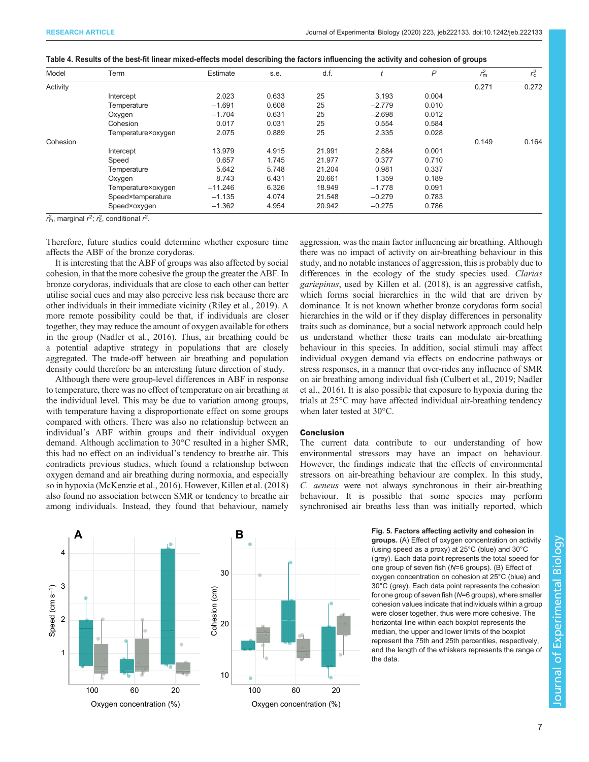**Table 4. Results of the best-fit linear mixed-effects model describing the factors influencing the activity and cohesion of groups**

| Model | Term | Estimate | s.e. | d.f. | *t* | *P* | $r^2_m$ | $r^2_c$ |
|---|---|---|---|---|---|---|---|---|
| Activity | | | | | | | 0.271 | 0.272 |
| | Intercept | 2.023 | 0.633 | 25 | 3.193 | 0.004 | | |
| | Temperature | −1.691 | 0.608 | 25 | −2.779 | 0.010 | | |
| | Oxygen | −1.704 | 0.631 | 25 | −2.698 | 0.012 | | |
| | Cohesion | 0.017 | 0.031 | 25 | 0.554 | 0.584 | | |
| | Temperature×oxygen | 2.075 | 0.889 | 25 | 2.335 | 0.028 | | |
| Cohesion | | | | | | | 0.149 | 0.164 |
| | Intercept | 13.979 | 4.915 | 21.991 | 2.884 | 0.001 | | |
| | Speed | 0.657 | 1.745 | 21.977 | 0.377 | 0.710 | | |
| | Temperature | 5.642 | 5.748 | 21.204 | 0.981 | 0.337 | | |
| | Oxygen | 8.743 | 6.431 | 20.661 | 1.359 | 0.189 | | |
| | Temperature×oxygen | −11.246 | 6.326 | 18.949 | −1.778 | 0.091 | | |
| | Speed×temperature | −1.135 | 4.074 | 21.548 | −0.279 | 0.783 | | |
| | Speed×oxygen | −1.362 | 4.954 | 20.942 | −0.275 | 0.786 | | |

$r^2_m$, marginal $r^2$; $r^2_c$, conditional $r^2$.

Therefore, future studies could determine whether exposure time affects the ABF of the bronze corydoras.

It is interesting that the ABF of groups was also affected by social cohesion, in that the more cohesive the group the greater the ABF. In bronze corydoras, individuals that are close to each other can better utilise social cues and may also perceive less risk because there are other individuals in their immediate vicinity (Riley et al., 2019). A more remote possibility could be that, if individuals are closer together, they may reduce the amount of oxygen available for others in the group (Nadler et al., 2016). Thus, air breathing could be a potential adaptive strategy in populations that are closely aggregated. The trade-off between air breathing and population density could therefore be an interesting future direction of study.

Although there were group-level differences in ABF in response to temperature, there was no effect of temperature on air breathing at the individual level. This may be due to variation among groups, with temperature having a disproportionate effect on some groups compared with others. There was also no relationship between an individual's ABF within groups and their individual oxygen demand. Although acclimation to 30°C resulted in a higher SMR, this had no effect on an individual's tendency to breathe air. This contradicts previous studies, which found a relationship between oxygen demand and air breathing during normoxia, and especially so in hypoxia (McKenzie et al., 2016). However, Killen et al. (2018) also found no association between SMR or tendency to breathe air among individuals. Instead, they found that behaviour, namely aggression, was the main factor influencing air breathing. Although there was no impact of activity on air-breathing behaviour in this study, and no notable instances of aggression, this is probably due to differences in the ecology of the study species used. *Clarias gariepinus*, used by Killen et al. (2018), is an aggressive catfish, which forms social hierarchies in the wild that are driven by dominance. It is not known whether bronze corydoras form social hierarchies in the wild or if they display differences in personality traits such as dominance, but a social network approach could help us understand whether these traits can modulate air-breathing behaviour in this species. In addition, social stimuli may affect individual oxygen demand via effects on endocrine pathways or stress responses, in a manner that over-rides any influence of SMR on air breathing among individual fish (Culbert et al., 2019; Nadler et al., 2016). It is also possible that exposure to hypoxia during the trials at 25°C may have affected individual air-breathing tendency when later tested at 30°C.

## Conclusion

The current data contribute to our understanding of how environmental stressors may have an impact on behaviour. However, the findings indicate that the effects of environmental stressors on air-breathing behaviour are complex. In this study, *C. aeneus* were not always synchronous in their air-breathing behaviour. It is possible that some species may perform synchronised air breaths less than was initially reported, which

**Fig. 5. Factors affecting activity and cohesion in groups.** (A) Effect of oxygen concentration on activity (using speed as a proxy) at 25°C (blue) and 30°C (grey). Each data point represents the total speed for one group of seven fish (*N*=6 groups). (B) Effect of oxygen concentration on cohesion at 25°C (blue) and 30°C (grey). Each data point represents the cohesion for one group of seven fish (*N*=6 groups), where smaller cohesion values indicate that individuals within a group were closer together, thus were more cohesive. The horizontal line within each boxplot represents the median, the upper and lower limits of the boxplot represent the 75th and 25th percentiles, respectively, and the length of the whiskers represents the range of the data.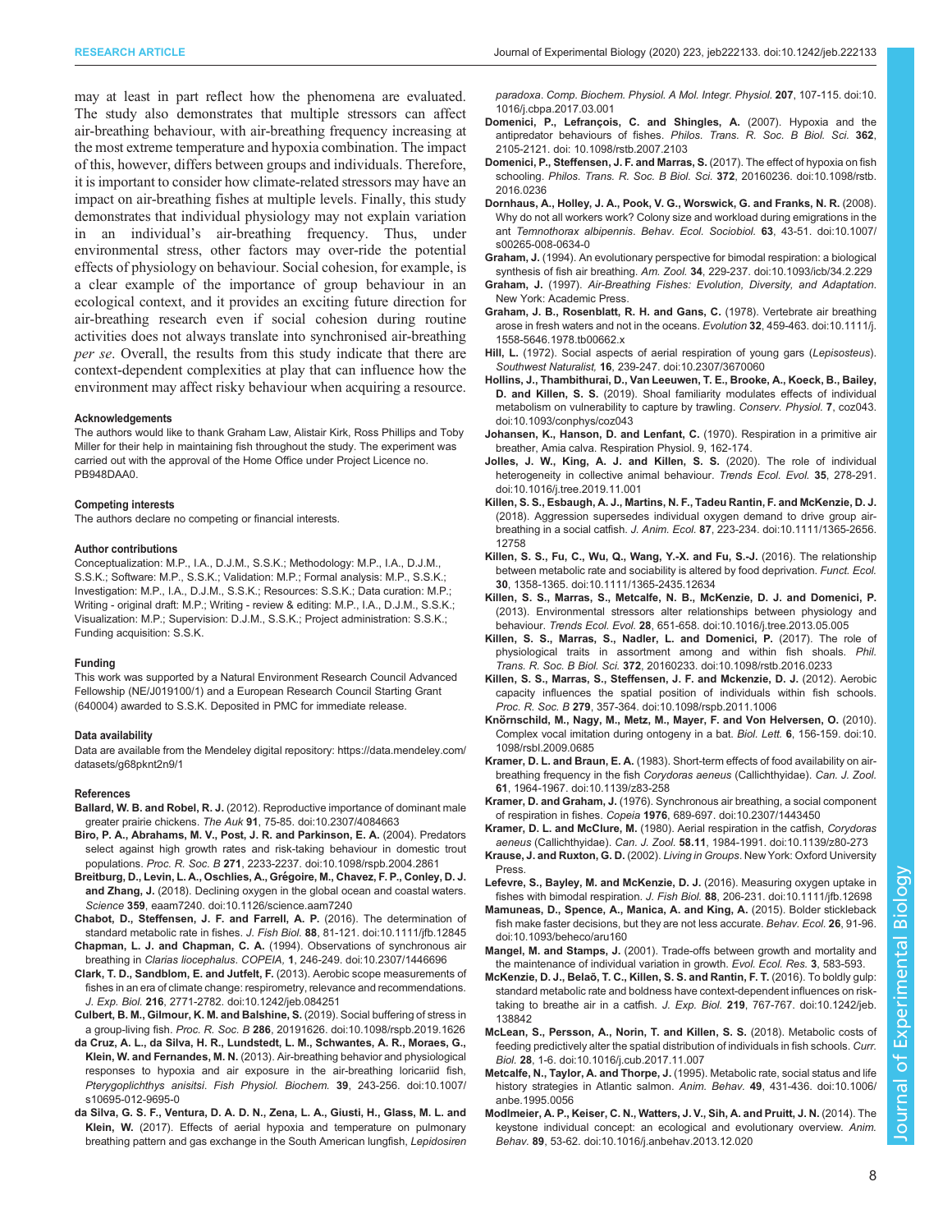may at least in part reflect how the phenomena are evaluated. The study also demonstrates that multiple stressors can affect air-breathing behaviour, with air-breathing frequency increasing at the most extreme temperature and hypoxia combination. The impact of this, however, differs between groups and individuals. Therefore, it is important to consider how climate-related stressors may have an impact on air-breathing fishes at multiple levels. Finally, this study demonstrates that individual physiology may not explain variation in an individual's air-breathing frequency. Thus, under environmental stress, other factors may over-ride the potential effects of physiology on behaviour. Social cohesion, for example, is a clear example of the importance of group behaviour in an ecological context, and it provides an exciting future direction for air-breathing research even if social cohesion during routine activities does not always translate into synchronised air-breathing *per se*. Overall, the results from this study indicate that there are context-dependent complexities at play that can influence how the environment may affect risky behaviour when acquiring a resource.

#### Acknowledgements

The authors would like to thank Graham Law, Alistair Kirk, Ross Phillips and Toby Miller for their help in maintaining fish throughout the study. The experiment was carried out with the approval of the Home Office under Project Licence no. PB948DAA0.

#### Competing interests

The authors declare no competing or financial interests.

#### Author contributions

Conceptualization: M.P., I.A., D.J.M., S.S.K.; Methodology: M.P., I.A., D.J.M., S.S.K.; Software: M.P., S.S.K.; Validation: M.P.; Formal analysis: M.P., S.S.K.; Investigation: M.P., I.A., D.J.M., S.S.K.; Resources: S.S.K.; Data curation: M.P.; Writing - original draft: M.P.; Writing - review & editing: M.P., I.A., D.J.M., S.S.K.; Visualization: M.P.; Supervision: D.J.M., S.S.K.; Project administration: S.S.K.; Funding acquisition: S.S.K.

#### Funding

This work was supported by a Natural Environment Research Council Advanced Fellowship (NE/J019100/1) and a European Research Council Starting Grant (640004) awarded to S.S.K. Deposited in PMC for immediate release.

#### Data availability

Data are available from the Mendeley digital repository: https://data.mendeley.com/datasets/g68pknt2n9/1

#### References

**Ballard, W. B. and Robel, R. J.** (2012). Reproductive importance of dominant male greater prairie chickens. *The Auk* **91**, 75-85. doi:10.2307/4084663

**Biro, P. A., Abrahams, M. V., Post, J. R. and Parkinson, E. A.** (2004). Predators select against high growth rates and risk-taking behaviour in domestic trout populations. *Proc. R. Soc. B* **271**, 2233-2237. doi:10.1098/rspb.2004.2861

**Breitburg, D., Levin, L. A., Oschlies, A., Grégoire, M., Chavez, F. P., Conley, D. J. and Zhang, J.** (2018). Declining oxygen in the global ocean and coastal waters. *Science* **359**, eaam7240. doi:10.1126/science.aam7240

**Chabot, D., Steffensen, J. F. and Farrell, A. P.** (2016). The determination of standard metabolic rate in fishes. *J. Fish Biol.* **88**, 81-121. doi:10.1111/jfb.12845

**Chapman, L. J. and Chapman, C. A.** (1994). Observations of synchronous air breathing in *Clarias liocephalus*. *COPEIA*, **1**, 246-249. doi:10.2307/1446696

**Clark, T. D., Sandblom, E. and Jutfelt, F.** (2013). Aerobic scope measurements of fishes in an era of climate change: respirometry, relevance and recommendations. *J. Exp. Biol.* **216**, 2771-2782. doi:10.1242/jeb.084251

**Culbert, B. M., Gilmour, K. M. and Balshine, S.** (2019). Social buffering of stress in a group-living fish. *Proc. R. Soc. B* **286**, 20191626. doi:10.1098/rspb.2019.1626

**da Cruz, A. L., da Silva, H. R., Lundstedt, L. M., Schwantes, A. R., Moraes, G., Klein, W. and Fernandes, M. N.** (2013). Air-breathing behavior and physiological responses to hypoxia and air exposure in the air-breathing loricariid fish, *Pterygoplichthys anisitsi*. *Fish Physiol. Biochem.* **39**, 243-256. doi:10.1007/s10695-012-9695-0

**da Silva, G. S. F., Ventura, D. A. D. N., Zena, L. A., Giusti, H., Glass, M. L. and Klein, W.** (2017). Effects of aerial hypoxia and temperature on pulmonary breathing pattern and gas exchange in the South American lungfish, *Lepidosiren paradoxa*. *Comp. Biochem. Physiol. A Mol. Integr. Physiol.* **207**, 107-115. doi:10.1016/j.cbpa.2017.03.001

**Domenici, P., Lefrançois, C. and Shingles, A.** (2007). Hypoxia and the antipredator behaviours of fishes. *Philos. Trans. R. Soc. B Biol. Sci.* **362**, 2105-2121. doi: 10.1098/rstb.2007.2103

**Domenici, P., Steffensen, J. F. and Marras, S.** (2017). The effect of hypoxia on fish schooling. *Philos. Trans. R. Soc. B Biol. Sci.* **372**, 20160236. doi:10.1098/rstb.2016.0236

**Dornhaus, A., Holley, J. A., Pook, V. G., Worswick, G. and Franks, N. R.** (2008). Why do not all workers work? Colony size and workload during emigrations in the ant *Temnothorax albipennis*. *Behav. Ecol. Sociobiol.* **63**, 43-51. doi:10.1007/s00265-008-0634-0

**Graham, J.** (1994). An evolutionary perspective for bimodal respiration: a biological synthesis of fish air breathing. *Am. Zool.* **34**, 229-237. doi:10.1093/icb/34.2.229

**Graham, J.** (1997). *Air-Breathing Fishes: Evolution, Diversity, and Adaptation*. New York: Academic Press.

**Graham, J. B., Rosenblatt, R. H. and Gans, C.** (1978). Vertebrate air breathing arose in fresh waters and not in the oceans. *Evolution* **32**, 459-463. doi:10.1111/j.1558-5646.1978.tb00662.x

**Hill, L.** (1972). Social aspects of aerial respiration of young gars (*Lepisosteus*). *Southwest Naturalist,* **16**, 239-247. doi:10.2307/3670060

**Hollins, J., Thambithurai, D., Van Leeuwen, T. E., Brooke, A., Koeck, B., Bailey, D. and Killen, S. S.** (2019). Shoal familiarity modulates effects of individual metabolism on vulnerability to capture by trawling. *Conserv. Physiol.* **7**, coz043. doi:10.1093/conphys/coz043

**Johansen, K., Hanson, D. and Lenfant, C.** (1970). Respiration in a primitive air breather, Amia calva. Respiration Physiol. 9, 162-174.

**Jolles, J. W., King, A. J. and Killen, S. S.** (2020). The role of individual heterogeneity in collective animal behaviour. *Trends Ecol. Evol.* **35**, 278-291. doi:10.1016/j.tree.2019.11.001

**Killen, S. S., Esbaugh, A. J., Martins, N. F., Tadeu Rantin, F. and McKenzie, D. J.** (2018). Aggression supersedes individual oxygen demand to drive group air-breathing in a social catfish. *J. Anim. Ecol.* **87**, 223-234. doi:10.1111/1365-2656.12758

**Killen, S. S., Fu, C., Wu, Q., Wang, Y.-X. and Fu, S.-J.** (2016). The relationship between metabolic rate and sociability is altered by food deprivation. *Funct. Ecol.* **30**, 1358-1365. doi:10.1111/1365-2435.12634

**Killen, S. S., Marras, S., Metcalfe, N. B., McKenzie, D. J. and Domenici, P.** (2013). Environmental stressors alter relationships between physiology and behaviour. *Trends Ecol. Evol.* **28**, 651-658. doi:10.1016/j.tree.2013.05.005

**Killen, S. S., Marras, S., Nadler, L. and Domenici, P.** (2017). The role of physiological traits in assortment among and within fish shoals. *Phil. Trans. R. Soc. B Biol. Sci.* **372**, 20160233. doi:10.1098/rstb.2016.0233

**Killen, S. S., Marras, S., Steffensen, J. F. and Mckenzie, D. J.** (2012). Aerobic capacity influences the spatial position of individuals within fish schools. *Proc. R. Soc. B* **279**, 357-364. doi:10.1098/rspb.2011.1006

**Knörnschild, M., Nagy, M., Metz, M., Mayer, F. and Von Helversen, O.** (2010). Complex vocal imitation during ontogeny in a bat. *Biol. Lett.* **6**, 156-159. doi:10.1098/rsbl.2009.0685

**Kramer, D. L. and Braun, E. A.** (1983). Short-term effects of food availability on air-breathing frequency in the fish *Corydoras aeneus* (Callichthyidae). *Can. J. Zool.* **61**, 1964-1967. doi:10.1139/z83-258

**Kramer, D. and Graham, J.** (1976). Synchronous air breathing, a social component of respiration in fishes. *Copeia* **1976**, 689-697. doi:10.2307/1443450

**Kramer, D. L. and McClure, M.** (1980). Aerial respiration in the catfish, *Corydoras aeneus* (Callichthyidae). *Can. J. Zool.* **58.11**, 1984-1991. doi:10.1139/z80-273

**Krause, J. and Ruxton, G. D.** (2002). *Living in Groups*. New York: Oxford University Press.

**Lefevre, S., Bayley, M. and McKenzie, D. J.** (2016). Measuring oxygen uptake in fishes with bimodal respiration. *J. Fish Biol.* **88**, 206-231. doi:10.1111/jfb.12698

**Mamuneas, D., Spence, A., Manica, A. and King, A.** (2015). Bolder stickleback fish make faster decisions, but they are not less accurate. *Behav. Ecol.* **26**, 91-96. doi:10.1093/beheco/aru160

**Mangel, M. and Stamps, J.** (2001). Trade-offs between growth and mortality and the maintenance of individual variation in growth. *Evol. Ecol. Res.* **3**, 583-593.

**McKenzie, D. J., Belaõ, T. C., Killen, S. S. and Rantin, F. T.** (2016). To boldly gulp: standard metabolic rate and boldness have context-dependent influences on risk-taking to breathe air in a catfish. *J. Exp. Biol.* **219**, 767-767. doi:10.1242/jeb.138842

**McLean, S., Persson, A., Norin, T. and Killen, S. S.** (2018). Metabolic costs of feeding predictively alter the spatial distribution of individuals in fish schools. *Curr. Biol.* **28**, 1-6. doi:10.1016/j.cub.2017.11.007

**Metcalfe, N., Taylor, A. and Thorpe, J.** (1995). Metabolic rate, social status and life history strategies in Atlantic salmon. *Anim. Behav.* **49**, 431-436. doi:10.1006/anbe.1995.0056

**Modlmeier, A. P., Keiser, C. N., Watters, J. V., Sih, A. and Pruitt, J. N.** (2014). The keystone individual concept: an ecological and evolutionary overview. *Anim. Behav.* **89**, 53-62. doi:10.1016/j.anbehav.2013.12.020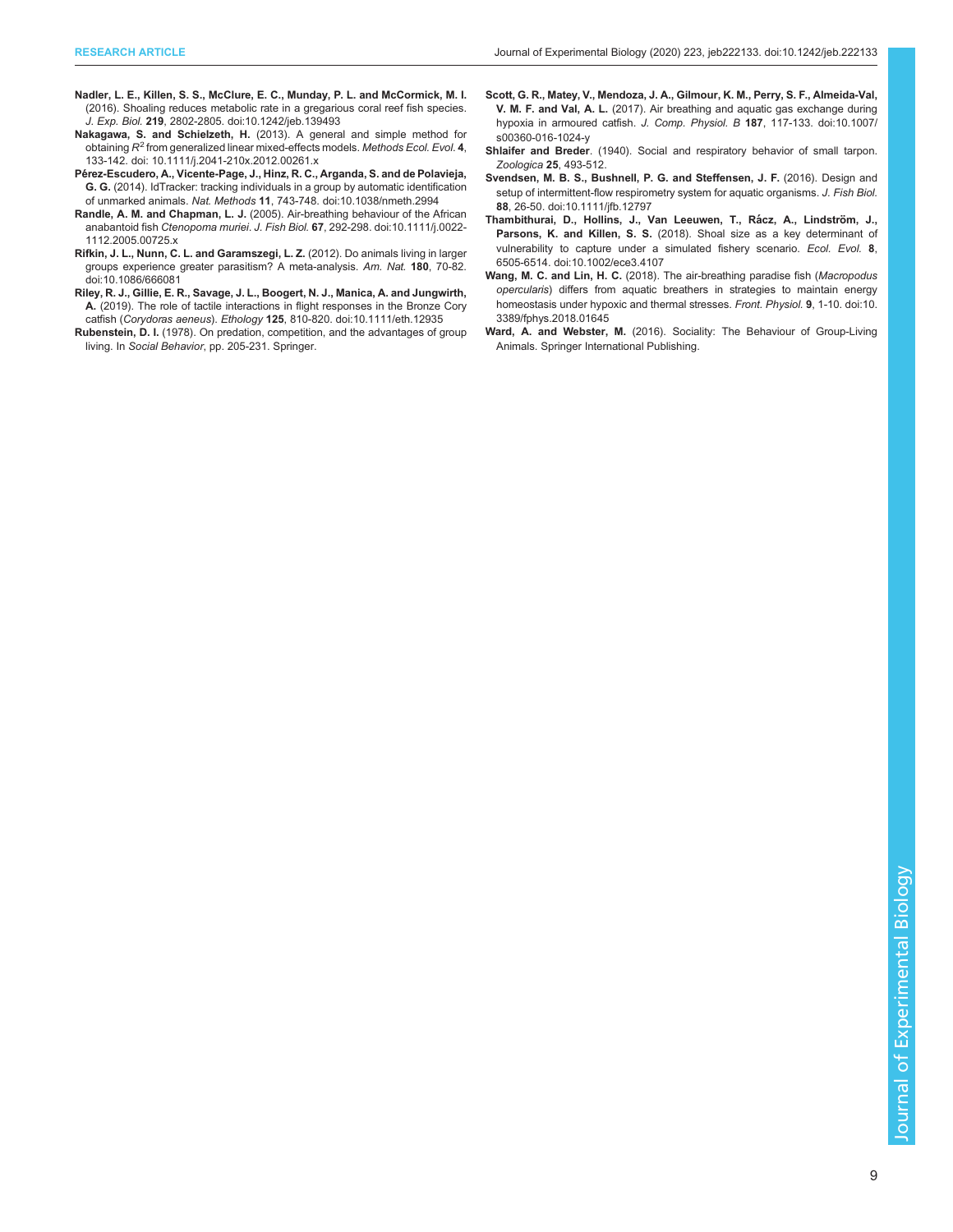**Nadler, L. E., Killen, S. S., McClure, E. C., Munday, P. L. and McCormick, M. I.** (2016). Shoaling reduces metabolic rate in a gregarious coral reef fish species. *J. Exp. Biol.* **219**, 2802-2805. doi:10.1242/jeb.139493

**Nakagawa, S. and Schielzeth, H.** (2013). A general and simple method for obtaining $R^2$ from generalized linear mixed-effects models. *Methods Ecol. Evol.* **4**, 133-142. doi: 10.1111/j.2041-210x.2012.00261.x

**Pérez-Escudero, A., Vicente-Page, J., Hinz, R. C., Arganda, S. and de Polavieja, G. G.** (2014). IdTracker: tracking individuals in a group by automatic identification of unmarked animals. *Nat. Methods* **11**, 743-748. doi:10.1038/nmeth.2994

**Randle, A. M. and Chapman, L. J.** (2005). Air-breathing behaviour of the African anabantoid fish *Ctenopoma muriei*. *J. Fish Biol.* **67**, 292-298. doi:10.1111/j.0022-1112.2005.00725.x

**Rifkin, J. L., Nunn, C. L. and Garamszegi, L. Z.** (2012). Do animals living in larger groups experience greater parasitism? A meta-analysis. *Am. Nat.* **180**, 70-82. doi:10.1086/666081

**Riley, R. J., Gillie, E. R., Savage, J. L., Boogert, N. J., Manica, A. and Jungwirth, A.** (2019). The role of tactile interactions in flight responses in the Bronze Cory catfish (*Corydoras aeneus*). *Ethology* **125**, 810-820. doi:10.1111/eth.12935

**Rubenstein, D. I.** (1978). On predation, competition, and the advantages of group living. In *Social Behavior*, pp. 205-231. Springer.

**Scott, G. R., Matey, V., Mendoza, J. A., Gilmour, K. M., Perry, S. F., Almeida-Val, V. M. F. and Val, A. L.** (2017). Air breathing and aquatic gas exchange during hypoxia in armoured catfish. *J. Comp. Physiol. B* **187**, 117-133. doi:10.1007/s00360-016-1024-y

**Shlaifer and Breder**. (1940). Social and respiratory behavior of small tarpon. *Zoologica* **25**, 493-512.

**Svendsen, M. B. S., Bushnell, P. G. and Steffensen, J. F.** (2016). Design and setup of intermittent-flow respirometry system for aquatic organisms. *J. Fish Biol.* **88**, 26-50. doi:10.1111/jfb.12797

**Thambithurai, D., Hollins, J., Van Leeuwen, T., Rácz, A., Lindström, J., Parsons, K. and Killen, S. S.** (2018). Shoal size as a key determinant of vulnerability to capture under a simulated fishery scenario. *Ecol. Evol.* **8**, 6505-6514. doi:10.1002/ece3.4107

**Wang, M. C. and Lin, H. C.** (2018). The air-breathing paradise fish (*Macropodus opercularis*) differs from aquatic breathers in strategies to maintain energy homeostasis under hypoxic and thermal stresses. *Front. Physiol.* **9**, 1-10. doi:10.3389/fphys.2018.01645

**Ward, A. and Webster, M.** (2016). Sociality: The Behaviour of Group-Living Animals. Springer International Publishing.